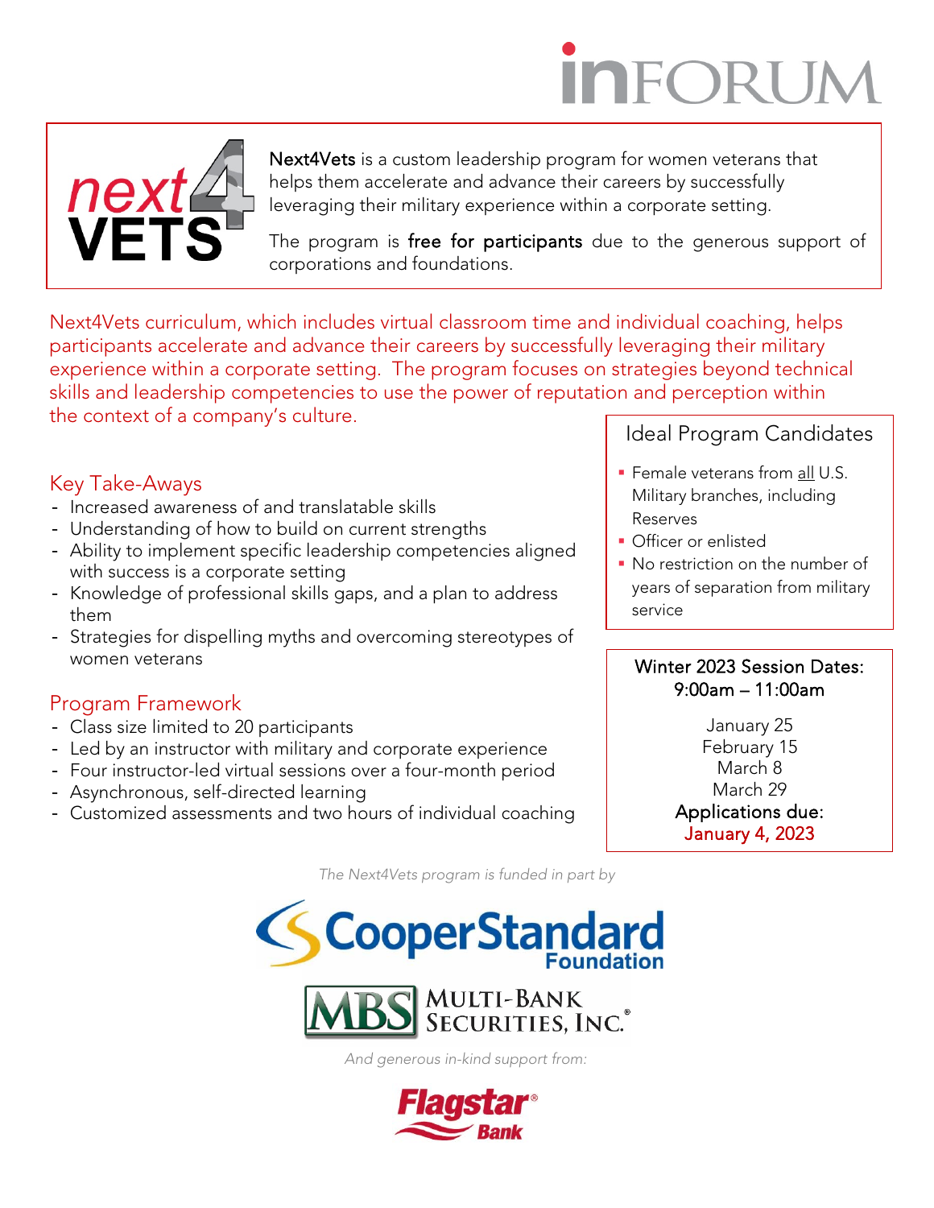# inFORUM

**Next4Vets** is a custom leadership program for women veterans that helps them accelerate and advance their careers by successfully leveraging their military experience within a corporate setting.

The program is **free for participants** due to the generous support of corporations and foundations.

Next4Vets curriculum, which includes virtual classroom time and individual coaching, helps participants accelerate and advance their careers by successfully leveraging their military experience within a corporate setting. The program focuses on strategies beyond technical skills and leadership competencies to use the power of reputation and perception within the context of a company's culture.

## Key Take-Aways

- Increased awareness of and translatable skills
- Understanding of how to build on current strengths
- Ability to implement specific leadership competencies aligned with success is a corporate setting
- Knowledge of professional skills gaps, and a plan to address them
- Strategies for dispelling myths and overcoming stereotypes of women veterans

## Program Framework

- Class size limited to 20 participants
- Led by an instructor with military and corporate experience
- Four instructor-led virtual sessions over a four-month period
- Asynchronous, self-directed learning
- Customized assessments and two hours of individual coaching

## Ideal Program Candidates

- Female veterans from all U.S. Military branches, including Reserves
- Officer or enlisted
- No restriction on the number of years of separation from military service

**Winter 2023 Session Dates: 9:00am – 11:00am**

January 25
February 15
March 8
March 29

**Applications due: January 4, 2023**

*The Next4Vets program is funded in part by*

CooperStandard Foundation

MBS Multi-Bank Securities, Inc.®

*And generous in-kind support from:*

Flagstar® Bank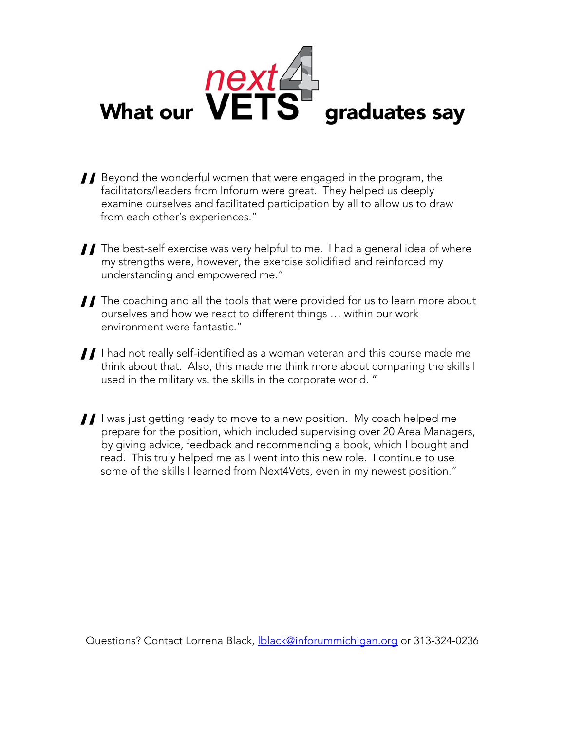# What our next4VETS graduates say

"Beyond the wonderful women that were engaged in the program, the facilitators/leaders from Inforum were great. They helped us deeply examine ourselves and facilitated participation by all to allow us to draw from each other's experiences."

"The best-self exercise was very helpful to me. I had a general idea of where my strengths were, however, the exercise solidified and reinforced my understanding and empowered me."

"The coaching and all the tools that were provided for us to learn more about ourselves and how we react to different things … within our work environment were fantastic."

"I had not really self-identified as a woman veteran and this course made me think about that. Also, this made me think more about comparing the skills I used in the military vs. the skills in the corporate world."

"I was just getting ready to move to a new position. My coach helped me prepare for the position, which included supervising over 20 Area Managers, by giving advice, feedback and recommending a book, which I bought and read. This truly helped me as I went into this new role. I continue to use some of the skills I learned from Next4Vets, even in my newest position."

Questions? Contact Lorrena Black, lblack@inforummichigan.org or 313-324-0236